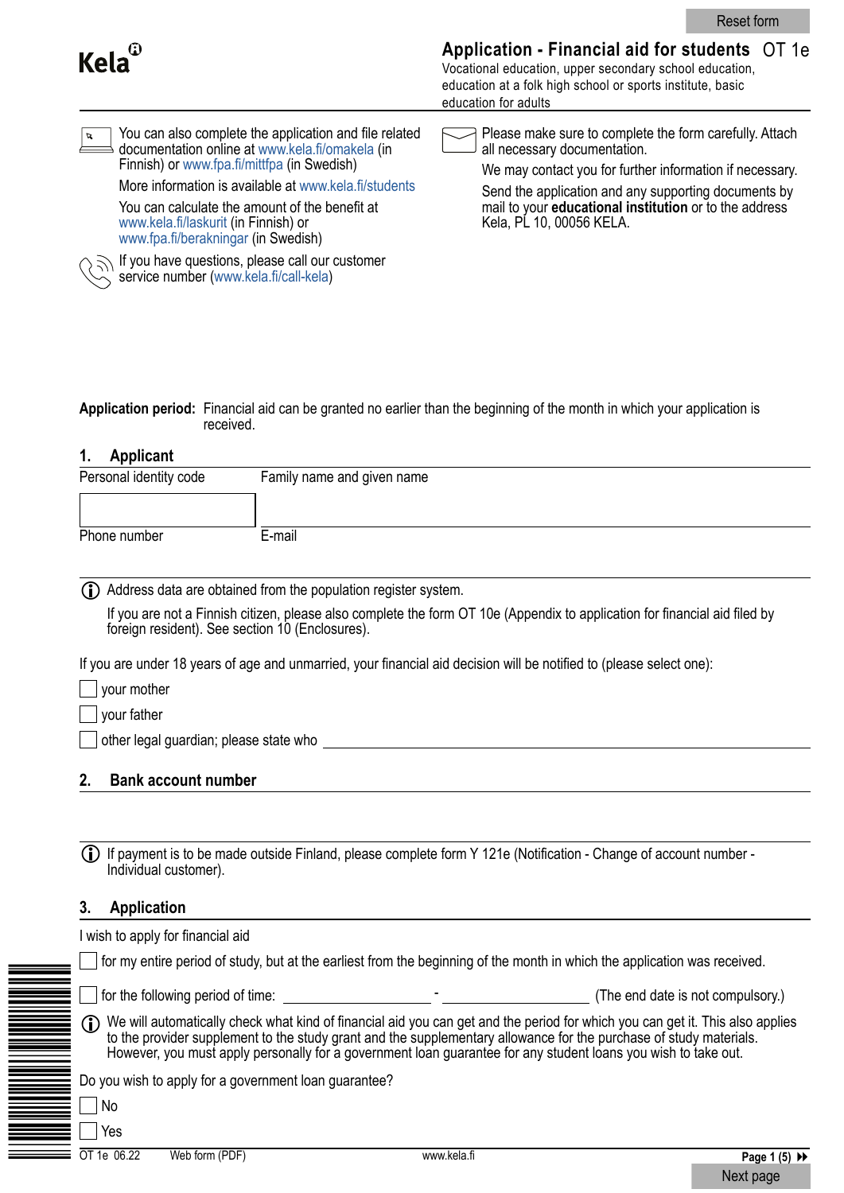Kela

# Application - Financial aid for students OT 1e

Vocational education, upper secondary school education, education at a folk high school or sports institute, basic education for adults

You can also complete the application and file related documentation online at www.kela.fi/omakela (in Finnish) or www.fpa.fi/mittfpa (in Swedish)

More information is available at www.kela.fi/students

You can calculate the amount of the benefit at www.kela.fi/laskurit (in Finnish) or www.fpa.fi/berakningar (in Swedish)

If you have questions, please call our customer service number (www.kela.fi/call-kela)

Please make sure to complete the form carefully. Attach all necessary documentation.

We may contact you for further information if necessary.

Send the application and any supporting documents by mail to your **educational institution** or to the address Kela, PL 10, 00056 KELA.

**Application period:** Financial aid can be granted no earlier than the beginning of the month in which your application is received.

## 1. Applicant

| Personal identity code | Family name and given name |
|---|---|
| | |
| Phone number | E-mail |
| | |

ⓘ Address data are obtained from the population register system.

If you are not a Finnish citizen, please also complete the form OT 10e (Appendix to application for financial aid filed by foreign resident). See section 10 (Enclosures).

If you are under 18 years of age and unmarried, your financial aid decision will be notified to (please select one):

- ☐ your mother
- ☐ your father
- ☐ other legal guardian; please state who ____________________

## 2. Bank account number

ⓘ If payment is to be made outside Finland, please complete form Y 121e (Notification - Change of account number - Individual customer).

## 3. Application

I wish to apply for financial aid

- ☐ for my entire period of study, but at the earliest from the beginning of the month in which the application was received.
- ☐ for the following period of time: ____________ - ____________ (The end date is not compulsory.)

ⓘ We will automatically check what kind of financial aid you can get and the period for which you can get it. This also applies to the provider supplement to the study grant and the supplementary allowance for the purchase of study materials. However, you must apply personally for a government loan guarantee for any student loans you wish to take out.

Do you wish to apply for a government loan guarantee?

- ☐ No
- ☐ Yes

OT 1e 06.22 Web form (PDF) www.kela.fi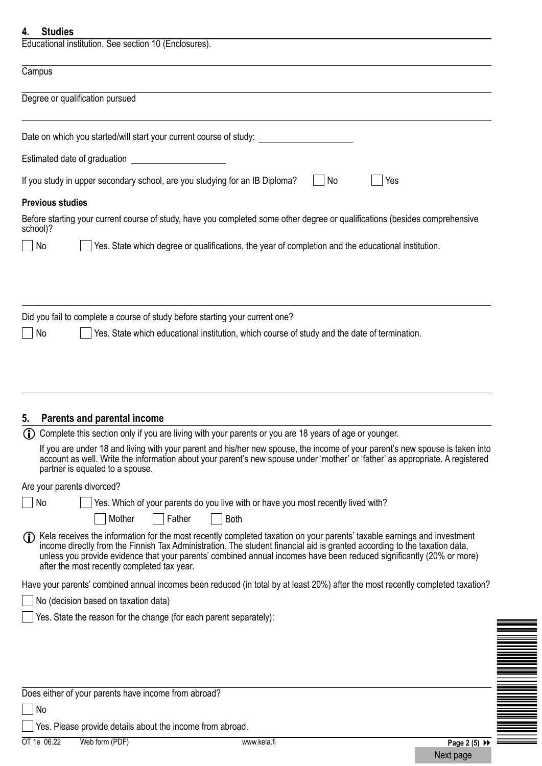## 4. Studies

Educational institution. See section 10 (Enclosures).

Campus

Degree or qualification pursued

Date on which you started/will start your current course of study: \_\_\_\_\_\_\_\_\_\_\_\_\_\_\_\_

Estimated date of graduation \_\_\_\_\_\_\_\_\_\_\_\_\_\_\_\_

If you study in upper secondary school, are you studying for an IB Diploma? ☐ No ☐ Yes

**Previous studies**

Before starting your current course of study, have you completed some other degree or qualifications (besides comprehensive school)?

☐ No ☐ Yes. State which degree or qualifications, the year of completion and the educational institution.

Did you fail to complete a course of study before starting your current one?

☐ No ☐ Yes. State which educational institution, which course of study and the date of termination.

## 5. Parents and parental income

ⓘ Complete this section only if you are living with your parents or you are 18 years of age or younger.

If you are under 18 and living with your parent and his/her new spouse, the income of your parent's new spouse is taken into account as well. Write the information about your parent's new spouse under 'mother' or 'father' as appropriate. A registered partner is equated to a spouse.

Are your parents divorced?

☐ No ☐ Yes. Which of your parents do you live with or have you most recently lived with?

☐ Mother ☐ Father ☐ Both

ⓘ Kela receives the information for the most recently completed taxation on your parents' taxable earnings and investment income directly from the Finnish Tax Administration. The student financial aid is granted according to the taxation data, unless you provide evidence that your parents' combined annual incomes have been reduced significantly (20% or more) after the most recently completed tax year.

Have your parents' combined annual incomes been reduced (in total by at least 20%) after the most recently completed taxation?

☐ No (decision based on taxation data)

☐ Yes. State the reason for the change (for each parent separately):

Does either of your parents have income from abroad?

☐ No

☐ Yes. Please provide details about the income from abroad.

OT 1e 06.22 Web form (PDF) www.kela.fi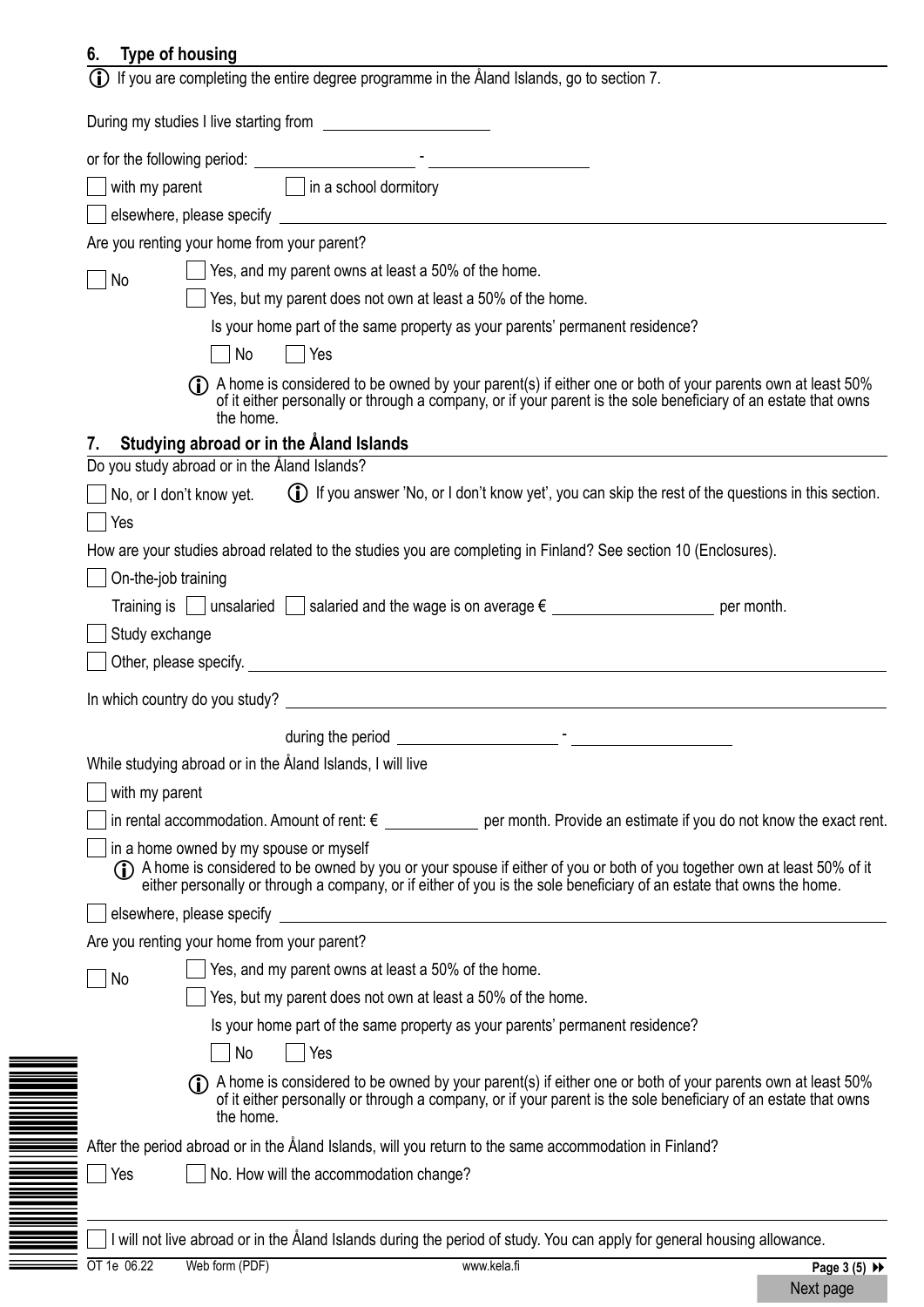## 6. Type of housing

ⓘ If you are completing the entire degree programme in the Åland Islands, go to section 7.

During my studies I live starting from ____________________

or for the following period: ____________________ - ____________________

☐ with my parent ☐ in a school dormitory

☐ elsewhere, please specify ____________________

Are you renting your home from your parent?

☐ No

☐ Yes, and my parent owns at least a 50% of the home.

☐ Yes, but my parent does not own at least a 50% of the home.

Is your home part of the same property as your parents' permanent residence?

☐ No ☐ Yes

ⓘ A home is considered to be owned by your parent(s) if either one or both of your parents own at least 50% of it either personally or through a company, or if your parent is the sole beneficiary of an estate that owns the home.

## 7. Studying abroad or in the Åland Islands

Do you study abroad or in the Åland Islands?

☐ No, or I don't know yet. ⓘ If you answer 'No, or I don't know yet', you can skip the rest of the questions in this section.

☐ Yes

How are your studies abroad related to the studies you are completing in Finland? See section 10 (Enclosures).

☐ On-the-job training

Training is ☐ unsalaried ☐ salaried and the wage is on average € ____________________ per month.

☐ Study exchange

☐ Other, please specify. ____________________

In which country do you study? ____________________

during the period ____________________ - ____________________

While studying abroad or in the Åland Islands, I will live

☐ with my parent

☐ in rental accommodation. Amount of rent: € ____________ per month. Provide an estimate if you do not know the exact rent.

☐ in a home owned by my spouse or myself

ⓘ A home is considered to be owned by you or your spouse if either of you or both of you together own at least 50% of it either personally or through a company, or if either of you is the sole beneficiary of an estate that owns the home.

☐ elsewhere, please specify ____________________

Are you renting your home from your parent?

☐ No

☐ Yes, and my parent owns at least a 50% of the home.

☐ Yes, but my parent does not own at least a 50% of the home.

Is your home part of the same property as your parents' permanent residence?

☐ No ☐ Yes

ⓘ A home is considered to be owned by your parent(s) if either one or both of your parents own at least 50% of it either personally or through a company, or if your parent is the sole beneficiary of an estate that owns the home.

After the period abroad or in the Åland Islands, will you return to the same accommodation in Finland?

☐ Yes ☐ No. How will the accommodation change?

____________________

☐ I will not live abroad or in the Åland Islands during the period of study. You can apply for general housing allowance.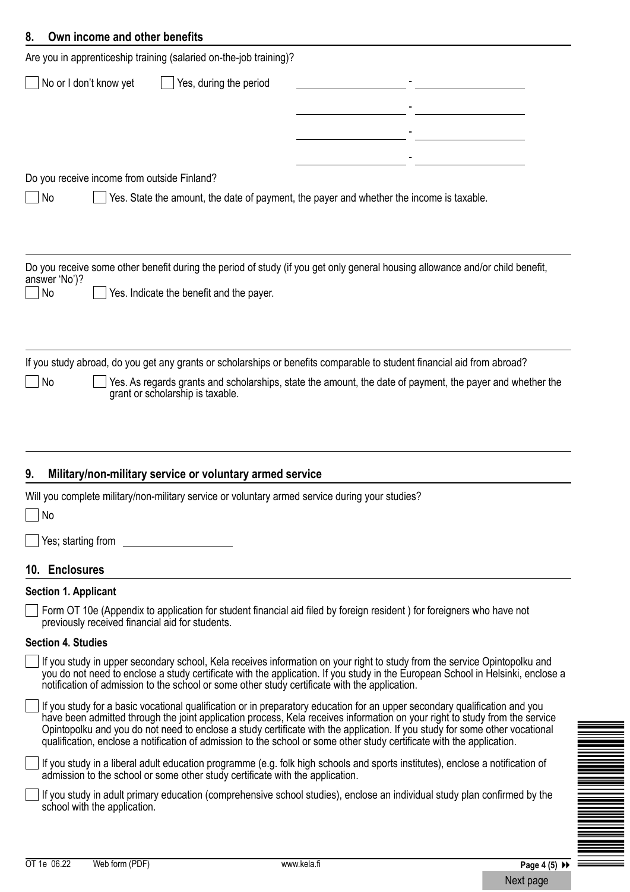## 8. Own income and other benefits

Are you in apprenticeship training (salaried on-the-job training)?

☐ No or I don't know yet ☐ Yes, during the period \_\_\_\_\_\_\_\_\_\_ - \_\_\_\_\_\_\_\_\_\_

\_\_\_\_\_\_\_\_\_\_ - \_\_\_\_\_\_\_\_\_\_

\_\_\_\_\_\_\_\_\_\_ - \_\_\_\_\_\_\_\_\_\_

\_\_\_\_\_\_\_\_\_\_ - \_\_\_\_\_\_\_\_\_\_

Do you receive income from outside Finland?

☐ No ☐ Yes. State the amount, the date of payment, the payer and whether the income is taxable.

Do you receive some other benefit during the period of study (if you get only general housing allowance and/or child benefit, answer 'No')?

☐ No ☐ Yes. Indicate the benefit and the payer.

If you study abroad, do you get any grants or scholarships or benefits comparable to student financial aid from abroad?

☐ No ☐ Yes. As regards grants and scholarships, state the amount, the date of payment, the payer and whether the grant or scholarship is taxable.

## 9. Military/non-military service or voluntary armed service

Will you complete military/non-military service or voluntary armed service during your studies?

☐ No

☐ Yes; starting from \_\_\_\_\_\_\_\_\_\_

## 10. Enclosures

### Section 1. Applicant

☐ Form OT 10e (Appendix to application for student financial aid filed by foreign resident ) for foreigners who have not previously received financial aid for students.

### Section 4. Studies

☐ If you study in upper secondary school, Kela receives information on your right to study from the service Opintopolku and you do not need to enclose a study certificate with the application. If you study in the European School in Helsinki, enclose a notification of admission to the school or some other study certificate with the application.

☐ If you study for a basic vocational qualification or in preparatory education for an upper secondary qualification and you have been admitted through the joint application process, Kela receives information on your right to study from the service Opintopolku and you do not need to enclose a study certificate with the application. If you study for some other vocational qualification, enclose a notification of admission to the school or some other study certificate with the application.

☐ If you study in a liberal adult education programme (e.g. folk high schools and sports institutes), enclose a notification of admission to the school or some other study certificate with the application.

☐ If you study in adult primary education (comprehensive school studies), enclose an individual study plan confirmed by the school with the application.

OT 1e 06.22 Web form (PDF) www.kela.fi

Next page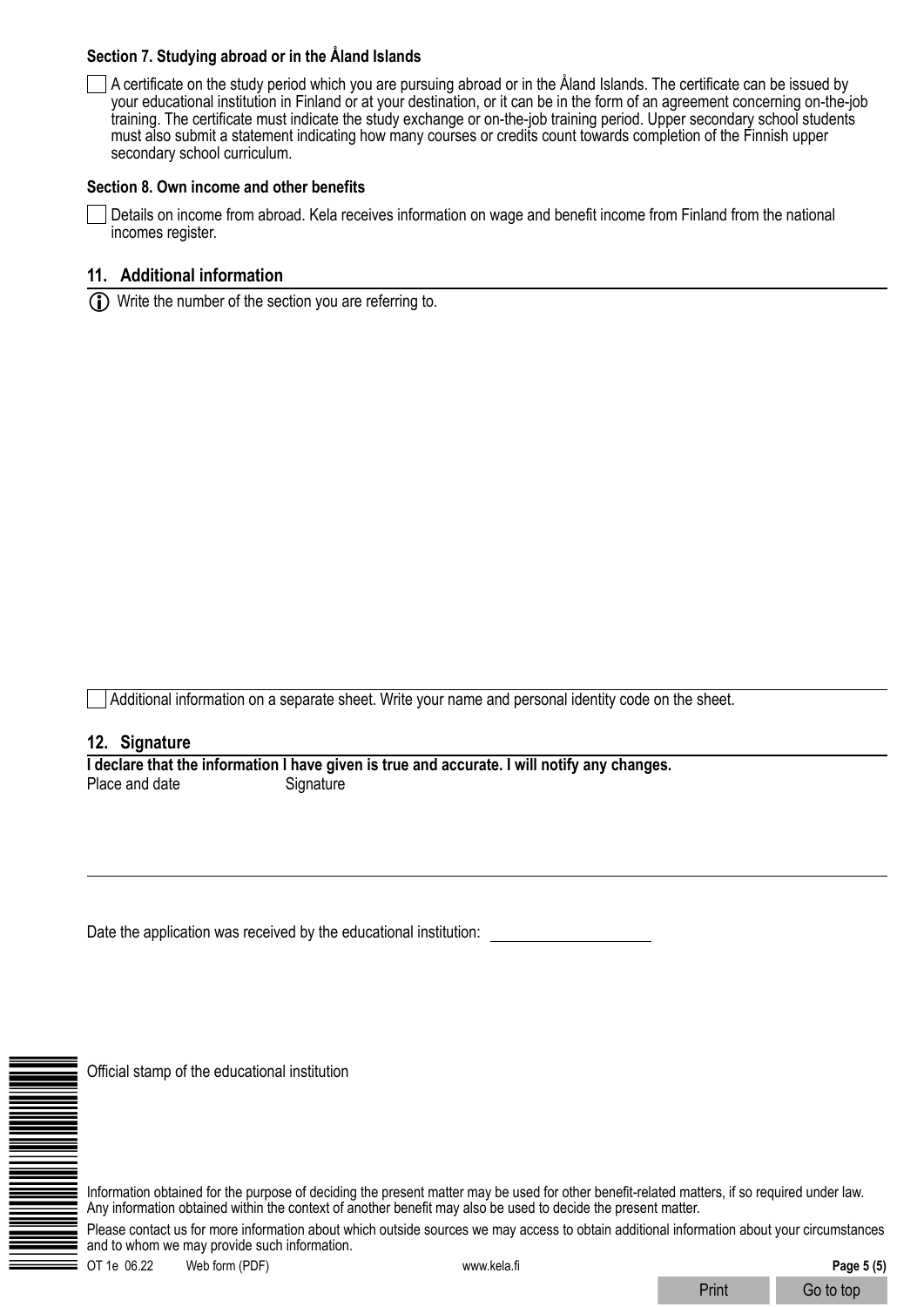**Section 7. Studying abroad or in the Åland Islands**

☐ A certificate on the study period which you are pursuing abroad or in the Åland Islands. The certificate can be issued by your educational institution in Finland or at your destination, or it can be in the form of an agreement concerning on-the-job training. The certificate must indicate the study exchange or on-the-job training period. Upper secondary school students must also submit a statement indicating how many courses or credits count towards completion of the Finnish upper secondary school curriculum.

**Section 8. Own income and other benefits**

☐ Details on income from abroad. Kela receives information on wage and benefit income from Finland from the national incomes register.

## 11. Additional information

ⓘ Write the number of the section you are referring to.

☐ Additional information on a separate sheet. Write your name and personal identity code on the sheet.

## 12. Signature

**I declare that the information I have given is true and accurate. I will notify any changes.**

Place and date Signature

Date the application was received by the educational institution: ____________________

Official stamp of the educational institution

Information obtained for the purpose of deciding the present matter may be used for other benefit-related matters, if so required under law. Any information obtained within the context of another benefit may also be used to decide the present matter.

Please contact us for more information about which outside sources we may access to obtain additional information about your circumstances and to whom we may provide such information.

OT 1e 06.22 Web form (PDF) www.kela.fi